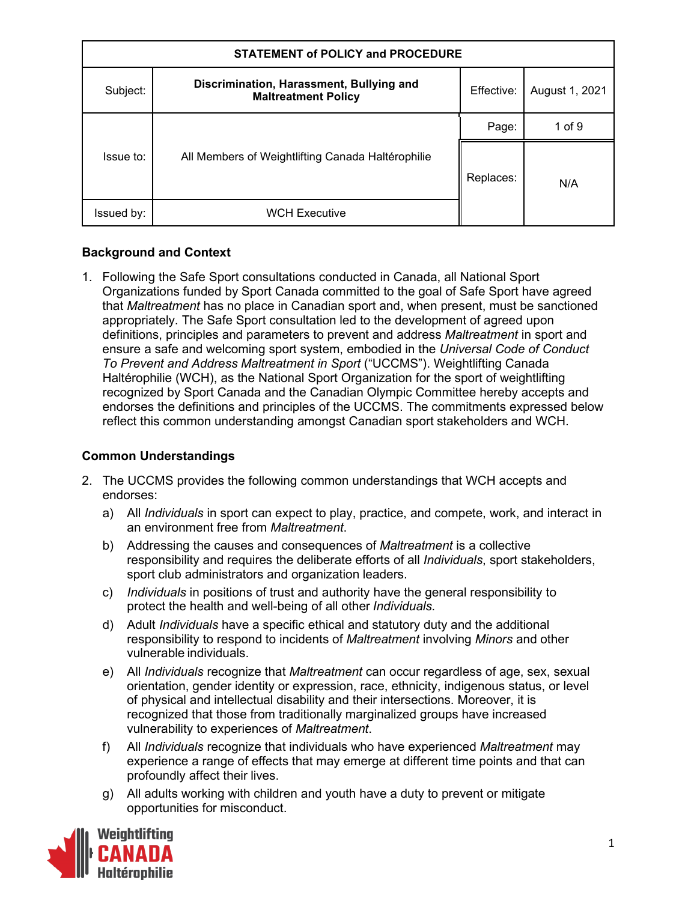| STATEMENT of POLICY and PROCEDURE | | | |
|---|---|---|---|
| Subject: | **Discrimination, Harassment, Bullying and Maltreatment Policy** | Effective: | August 1, 2021 |
| Issue to: | All Members of Weightlifting Canada Haltérophilie | Page: | 1 of 9 |
| | | Replaces: | N/A |
| Issued by: | WCH Executive | | |

## Background and Context

1. Following the Safe Sport consultations conducted in Canada, all National Sport Organizations funded by Sport Canada committed to the goal of Safe Sport have agreed that *Maltreatment* has no place in Canadian sport and, when present, must be sanctioned appropriately. The Safe Sport consultation led to the development of agreed upon definitions, principles and parameters to prevent and address *Maltreatment* in sport and ensure a safe and welcoming sport system, embodied in the *Universal Code of Conduct To Prevent and Address Maltreatment in Sport* ("UCCMS"). Weightlifting Canada Haltérophilie (WCH), as the National Sport Organization for the sport of weightlifting recognized by Sport Canada and the Canadian Olympic Committee hereby accepts and endorses the definitions and principles of the UCCMS. The commitments expressed below reflect this common understanding amongst Canadian sport stakeholders and WCH.

## Common Understandings

2. The UCCMS provides the following common understandings that WCH accepts and endorses:
   a) All *Individuals* in sport can expect to play, practice, and compete, work, and interact in an environment free from *Maltreatment*.
   b) Addressing the causes and consequences of *Maltreatment* is a collective responsibility and requires the deliberate efforts of all *Individuals*, sport stakeholders, sport club administrators and organization leaders.
   c) *Individuals* in positions of trust and authority have the general responsibility to protect the health and well-being of all other *Individuals.*
   d) Adult *Individuals* have a specific ethical and statutory duty and the additional responsibility to respond to incidents of *Maltreatment* involving *Minors* and other vulnerable individuals.
   e) All *Individuals* recognize that *Maltreatment* can occur regardless of age, sex, sexual orientation, gender identity or expression, race, ethnicity, indigenous status, or level of physical and intellectual disability and their intersections. Moreover, it is recognized that those from traditionally marginalized groups have increased vulnerability to experiences of *Maltreatment*.
   f) All *Individuals* recognize that individuals who have experienced *Maltreatment* may experience a range of effects that may emerge at different time points and that can profoundly affect their lives.
   g) All adults working with children and youth have a duty to prevent or mitigate opportunities for misconduct.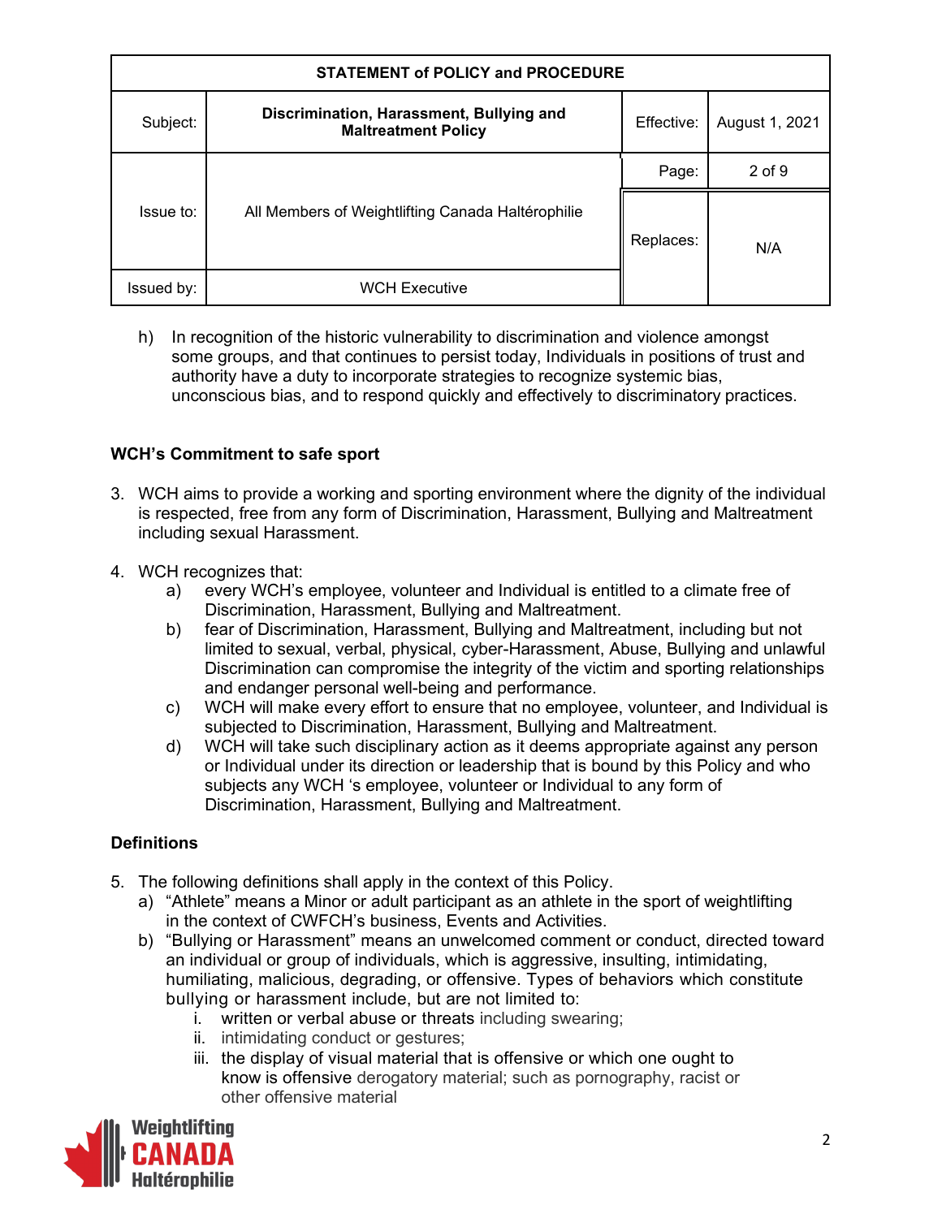h) In recognition of the historic vulnerability to discrimination and violence amongst some groups, and that continues to persist today, Individuals in positions of trust and authority have a duty to incorporate strategies to recognize systemic bias, unconscious bias, and to respond quickly and effectively to discriminatory practices.

## WCH's Commitment to safe sport

3. WCH aims to provide a working and sporting environment where the dignity of the individual is respected, free from any form of Discrimination, Harassment, Bullying and Maltreatment including sexual Harassment.

4. WCH recognizes that:
   a) every WCH's employee, volunteer and Individual is entitled to a climate free of Discrimination, Harassment, Bullying and Maltreatment.
   b) fear of Discrimination, Harassment, Bullying and Maltreatment, including but not limited to sexual, verbal, physical, cyber-Harassment, Abuse, Bullying and unlawful Discrimination can compromise the integrity of the victim and sporting relationships and endanger personal well-being and performance.
   c) WCH will make every effort to ensure that no employee, volunteer, and Individual is subjected to Discrimination, Harassment, Bullying and Maltreatment.
   d) WCH will take such disciplinary action as it deems appropriate against any person or Individual under its direction or leadership that is bound by this Policy and who subjects any WCH 's employee, volunteer or Individual to any form of Discrimination, Harassment, Bullying and Maltreatment.

## Definitions

5. The following definitions shall apply in the context of this Policy.
   a) "Athlete" means a Minor or adult participant as an athlete in the sport of weightlifting in the context of CWFCH's business, Events and Activities.
   b) "Bullying or Harassment" means an unwelcomed comment or conduct, directed toward an individual or group of individuals, which is aggressive, insulting, intimidating, humiliating, malicious, degrading, or offensive. Types of behaviors which constitute bullying or harassment include, but are not limited to:
      i. written or verbal abuse or threats including swearing;
      ii. intimidating conduct or gestures;
      iii. the display of visual material that is offensive or which one ought to know is offensive derogatory material; such as pornography, racist or other offensive material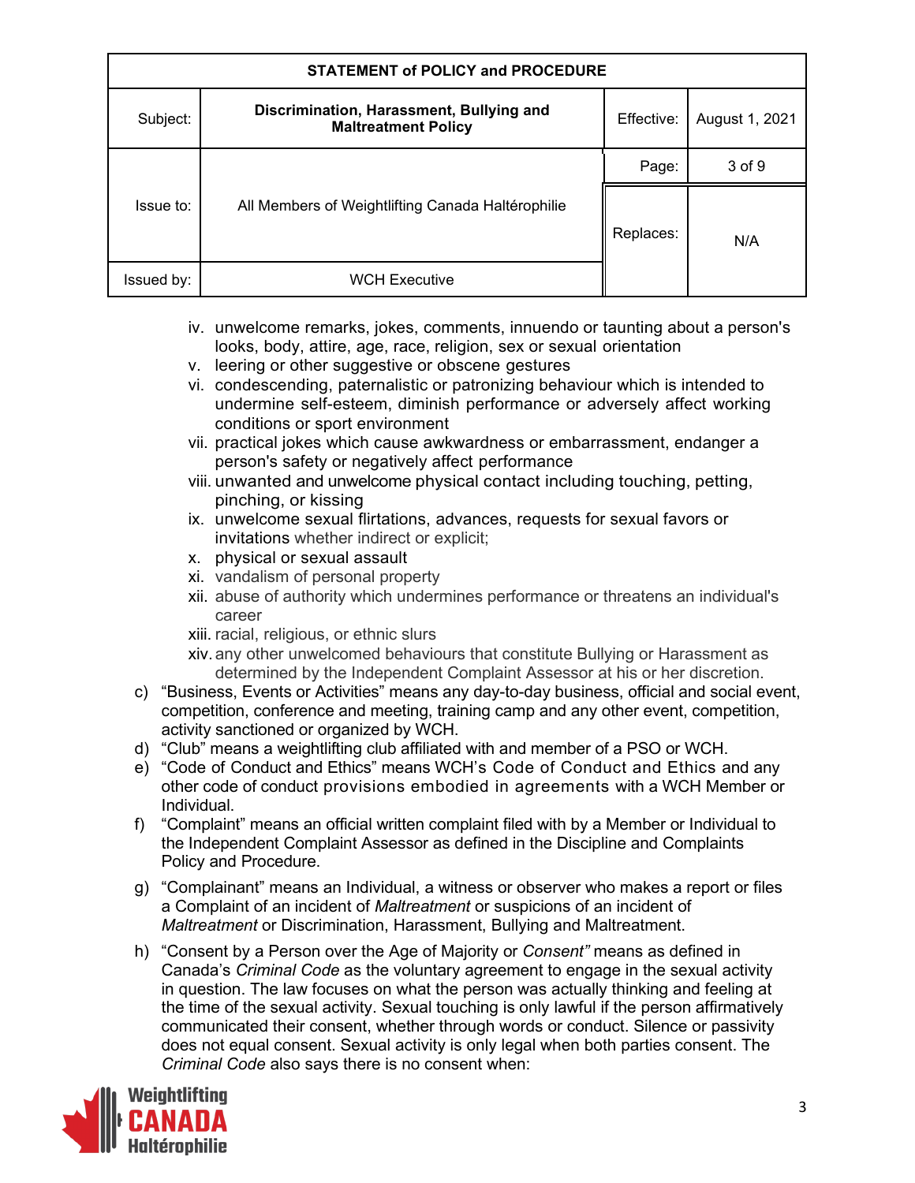- iv. unwelcome remarks, jokes, comments, innuendo or taunting about a person's looks, body, attire, age, race, religion, sex or sexual orientation
- v. leering or other suggestive or obscene gestures
- vi. condescending, paternalistic or patronizing behaviour which is intended to undermine self-esteem, diminish performance or adversely affect working conditions or sport environment
- vii. practical jokes which cause awkwardness or embarrassment, endanger a person's safety or negatively affect performance
- viii. unwanted and unwelcome physical contact including touching, petting, pinching, or kissing
- ix. unwelcome sexual flirtations, advances, requests for sexual favors or invitations whether indirect or explicit;
- x. physical or sexual assault
- xi. vandalism of personal property
- xii. abuse of authority which undermines performance or threatens an individual's career
- xiii. racial, religious, or ethnic slurs
- xiv. any other unwelcomed behaviours that constitute Bullying or Harassment as determined by the Independent Complaint Assessor at his or her discretion.

c) "Business, Events or Activities" means any day-to-day business, official and social event, competition, conference and meeting, training camp and any other event, competition, activity sanctioned or organized by WCH.

d) "Club" means a weightlifting club affiliated with and member of a PSO or WCH.

e) "Code of Conduct and Ethics" means WCH's Code of Conduct and Ethics and any other code of conduct provisions embodied in agreements with a WCH Member or Individual.

f) "Complaint" means an official written complaint filed with by a Member or Individual to the Independent Complaint Assessor as defined in the Discipline and Complaints Policy and Procedure.

g) "Complainant" means an Individual, a witness or observer who makes a report or files a Complaint of an incident of *Maltreatment* or suspicions of an incident of *Maltreatment* or Discrimination, Harassment, Bullying and Maltreatment.

h) "Consent by a Person over the Age of Majority or *Consent"* means as defined in Canada's *Criminal Code* as the voluntary agreement to engage in the sexual activity in question. The law focuses on what the person was actually thinking and feeling at the time of the sexual activity. Sexual touching is only lawful if the person affirmatively communicated their consent, whether through words or conduct. Silence or passivity does not equal consent. Sexual activity is only legal when both parties consent. The *Criminal Code* also says there is no consent when: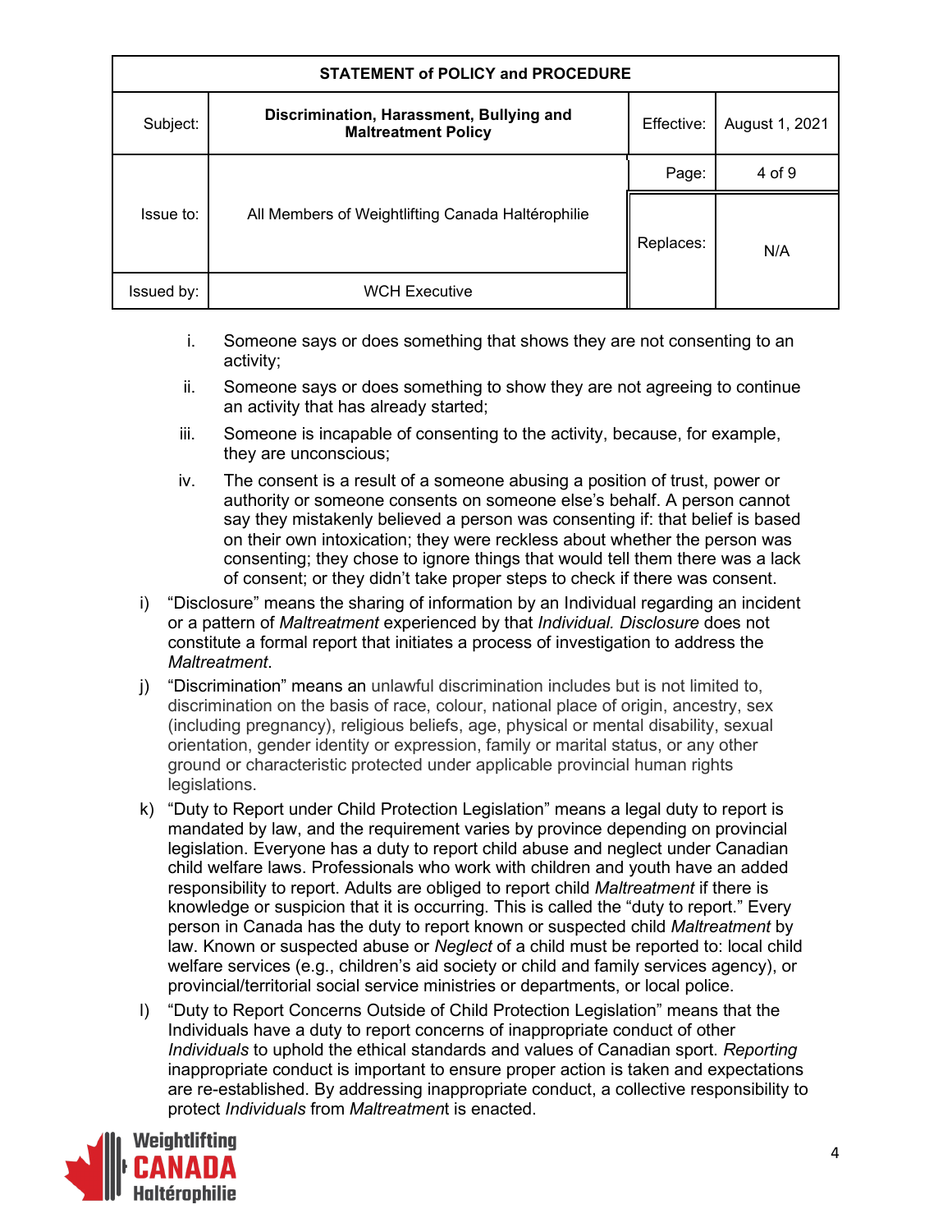i. Someone says or does something that shows they are not consenting to an activity;

ii. Someone says or does something to show they are not agreeing to continue an activity that has already started;

iii. Someone is incapable of consenting to the activity, because, for example, they are unconscious;

iv. The consent is a result of a someone abusing a position of trust, power or authority or someone consents on someone else's behalf. A person cannot say they mistakenly believed a person was consenting if: that belief is based on their own intoxication; they were reckless about whether the person was consenting; they chose to ignore things that would tell them there was a lack of consent; or they didn't take proper steps to check if there was consent.

i) "Disclosure" means the sharing of information by an Individual regarding an incident or a pattern of *Maltreatment* experienced by that *Individual. Disclosure* does not constitute a formal report that initiates a process of investigation to address the *Maltreatment*.

j) "Discrimination" means an unlawful discrimination includes but is not limited to, discrimination on the basis of race, colour, national place of origin, ancestry, sex (including pregnancy), religious beliefs, age, physical or mental disability, sexual orientation, gender identity or expression, family or marital status, or any other ground or characteristic protected under applicable provincial human rights legislations.

k) "Duty to Report under Child Protection Legislation" means a legal duty to report is mandated by law, and the requirement varies by province depending on provincial legislation. Everyone has a duty to report child abuse and neglect under Canadian child welfare laws. Professionals who work with children and youth have an added responsibility to report. Adults are obliged to report child *Maltreatment* if there is knowledge or suspicion that it is occurring. This is called the "duty to report." Every person in Canada has the duty to report known or suspected child *Maltreatment* by law. Known or suspected abuse or *Neglect* of a child must be reported to: local child welfare services (e.g., children's aid society or child and family services agency), or provincial/territorial social service ministries or departments, or local police.

l) "Duty to Report Concerns Outside of Child Protection Legislation" means that the Individuals have a duty to report concerns of inappropriate conduct of other *Individuals* to uphold the ethical standards and values of Canadian sport. *Reporting* inappropriate conduct is important to ensure proper action is taken and expectations are re-established. By addressing inappropriate conduct, a collective responsibility to protect *Individuals* from *Maltreatment* is enacted.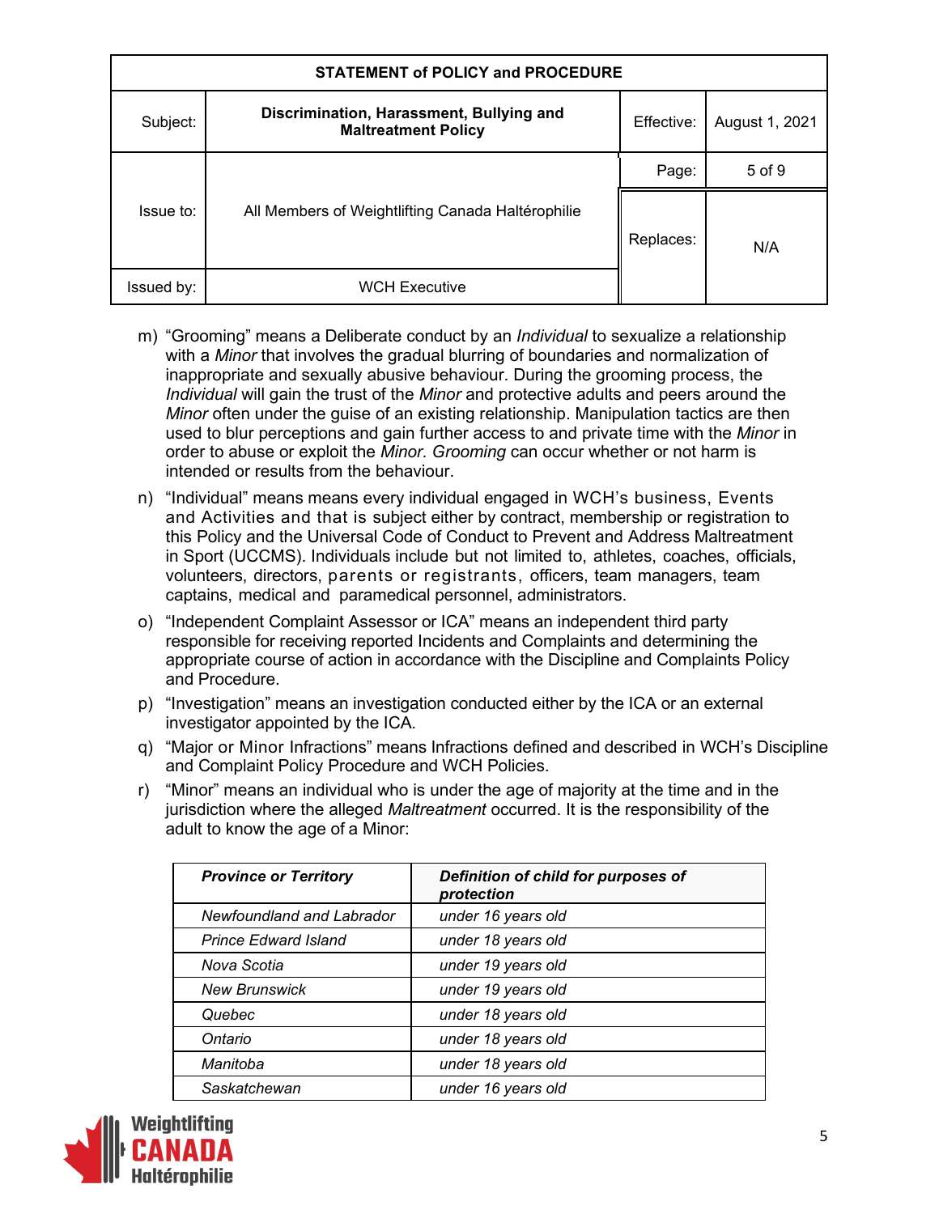m) “Grooming” means a Deliberate conduct by an *Individual* to sexualize a relationship with a *Minor* that involves the gradual blurring of boundaries and normalization of inappropriate and sexually abusive behaviour. During the grooming process, the *Individual* will gain the trust of the *Minor* and protective adults and peers around the *Minor* often under the guise of an existing relationship. Manipulation tactics are then used to blur perceptions and gain further access to and private time with the *Minor* in order to abuse or exploit the *Minor*. *Grooming* can occur whether or not harm is intended or results from the behaviour.

n) “Individual” means means every individual engaged in WCH’s business, Events and Activities and that is subject either by contract, membership or registration to this Policy and the Universal Code of Conduct to Prevent and Address Maltreatment in Sport (UCCMS). Individuals include but not limited to, athletes, coaches, officials, volunteers, directors, parents or registrants, officers, team managers, team captains, medical and paramedical personnel, administrators.

o) “Independent Complaint Assessor or ICA” means an independent third party responsible for receiving reported Incidents and Complaints and determining the appropriate course of action in accordance with the Discipline and Complaints Policy and Procedure.

p) “Investigation” means an investigation conducted either by the ICA or an external investigator appointed by the ICA.

q) “Major or Minor Infractions” means Infractions defined and described in WCH’s Discipline and Complaint Policy Procedure and WCH Policies.

r) “Minor” means an individual who is under the age of majority at the time and in the jurisdiction where the alleged *Maltreatment* occurred. It is the responsibility of the adult to know the age of a Minor:

| ***Province or Territory*** | ***Definition of child for purposes of protection*** |
|---|---|
| *Newfoundland and Labrador* | *under 16 years old* |
| *Prince Edward Island* | *under 18 years old* |
| *Nova Scotia* | *under 19 years old* |
| *New Brunswick* | *under 19 years old* |
| *Quebec* | *under 18 years old* |
| *Ontario* | *under 18 years old* |
| *Manitoba* | *under 18 years old* |
| *Saskatchewan* | *under 16 years old* |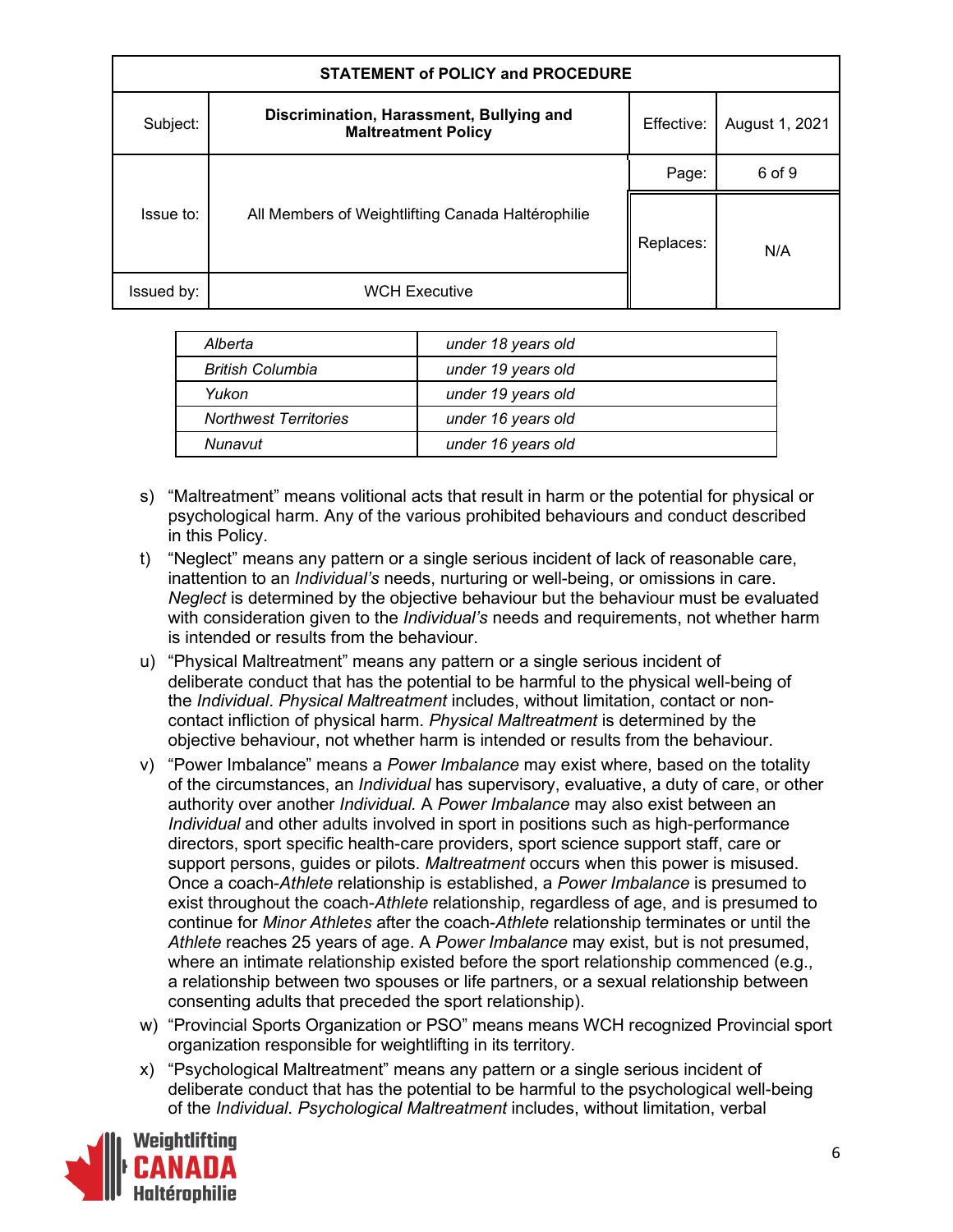| | |
|---|---|
| *Alberta* | *under 18 years old* |
| *British Columbia* | *under 19 years old* |
| *Yukon* | *under 19 years old* |
| *Northwest Territories* | *under 16 years old* |
| *Nunavut* | *under 16 years old* |

s) “Maltreatment” means volitional acts that result in harm or the potential for physical or psychological harm. Any of the various prohibited behaviours and conduct described in this Policy.

t) “Neglect” means any pattern or a single serious incident of lack of reasonable care, inattention to an *Individual’s* needs, nurturing or well-being, or omissions in care. *Neglect* is determined by the objective behaviour but the behaviour must be evaluated with consideration given to the *Individual’s* needs and requirements, not whether harm is intended or results from the behaviour.

u) “Physical Maltreatment” means any pattern or a single serious incident of deliberate conduct that has the potential to be harmful to the physical well-being of the *Individual*. *Physical Maltreatment* includes, without limitation, contact or non-contact infliction of physical harm. *Physical Maltreatment* is determined by the objective behaviour, not whether harm is intended or results from the behaviour.

v) “Power Imbalance” means a *Power Imbalance* may exist where, based on the totality of the circumstances, an *Individual* has supervisory, evaluative, a duty of care, or other authority over another *Individual.* A *Power Imbalance* may also exist between an *Individual* and other adults involved in sport in positions such as high-performance directors, sport specific health-care providers, sport science support staff, care or support persons, guides or pilots. *Maltreatment* occurs when this power is misused. Once a coach-*Athlete* relationship is established, a *Power Imbalance* is presumed to exist throughout the coach-*Athlete* relationship, regardless of age, and is presumed to continue for *Minor Athletes* after the coach-*Athlete* relationship terminates or until the *Athlete* reaches 25 years of age. A *Power Imbalance* may exist, but is not presumed, where an intimate relationship existed before the sport relationship commenced (e.g., a relationship between two spouses or life partners, or a sexual relationship between consenting adults that preceded the sport relationship).

w) “Provincial Sports Organization or PSO” means means WCH recognized Provincial sport organization responsible for weightlifting in its territory.

x) “Psychological Maltreatment” means any pattern or a single serious incident of deliberate conduct that has the potential to be harmful to the psychological well-being of the *Individual. Psychological Maltreatment* includes, without limitation, verbal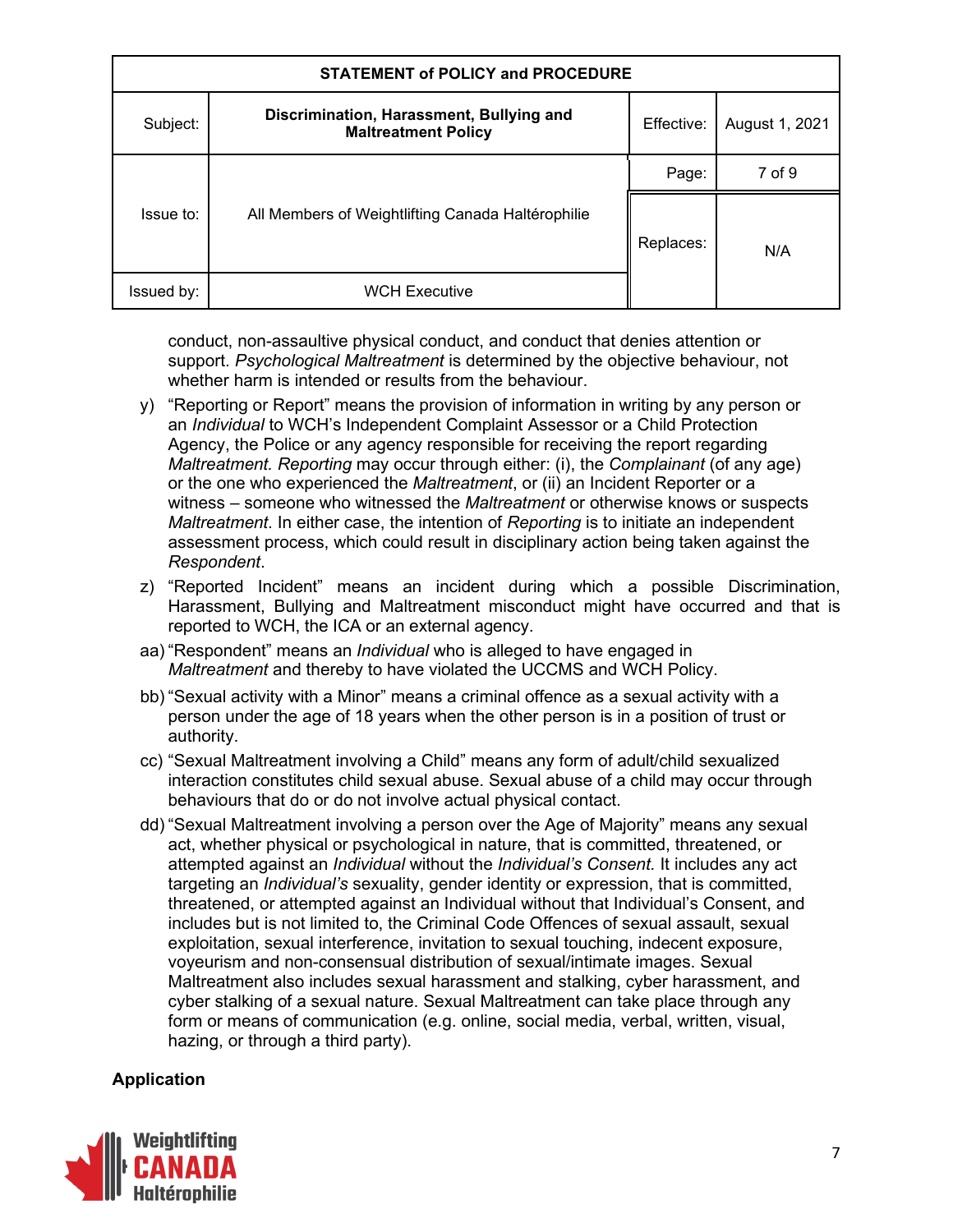conduct, non-assaultive physical conduct, and conduct that denies attention or support. *Psychological Maltreatment* is determined by the objective behaviour, not whether harm is intended or results from the behaviour.

y) "Reporting or Report" means the provision of information in writing by any person or an *Individual* to WCH's Independent Complaint Assessor or a Child Protection Agency, the Police or any agency responsible for receiving the report regarding *Maltreatment. Reporting* may occur through either: (i), the *Complainant* (of any age) or the one who experienced the *Maltreatment*, or (ii) an Incident Reporter or a witness – someone who witnessed the *Maltreatment* or otherwise knows or suspects *Maltreatment*. In either case, the intention of *Reporting* is to initiate an independent assessment process, which could result in disciplinary action being taken against the *Respondent*.

z) "Reported Incident" means an incident during which a possible Discrimination, Harassment, Bullying and Maltreatment misconduct might have occurred and that is reported to WCH, the ICA or an external agency.

aa) "Respondent" means an *Individual* who is alleged to have engaged in *Maltreatment* and thereby to have violated the UCCMS and WCH Policy.

bb) "Sexual activity with a Minor" means a criminal offence as a sexual activity with a person under the age of 18 years when the other person is in a position of trust or authority.

cc) "Sexual Maltreatment involving a Child" means any form of adult/child sexualized interaction constitutes child sexual abuse. Sexual abuse of a child may occur through behaviours that do or do not involve actual physical contact.

dd) "Sexual Maltreatment involving a person over the Age of Majority" means any sexual act, whether physical or psychological in nature, that is committed, threatened, or attempted against an *Individual* without the *Individual's Consent.* It includes any act targeting an *Individual's* sexuality, gender identity or expression, that is committed, threatened, or attempted against an Individual without that Individual's Consent, and includes but is not limited to, the Criminal Code Offences of sexual assault, sexual exploitation, sexual interference, invitation to sexual touching, indecent exposure, voyeurism and non-consensual distribution of sexual/intimate images. Sexual Maltreatment also includes sexual harassment and stalking, cyber harassment, and cyber stalking of a sexual nature. Sexual Maltreatment can take place through any form or means of communication (e.g. online, social media, verbal, written, visual, hazing, or through a third party).

**Application**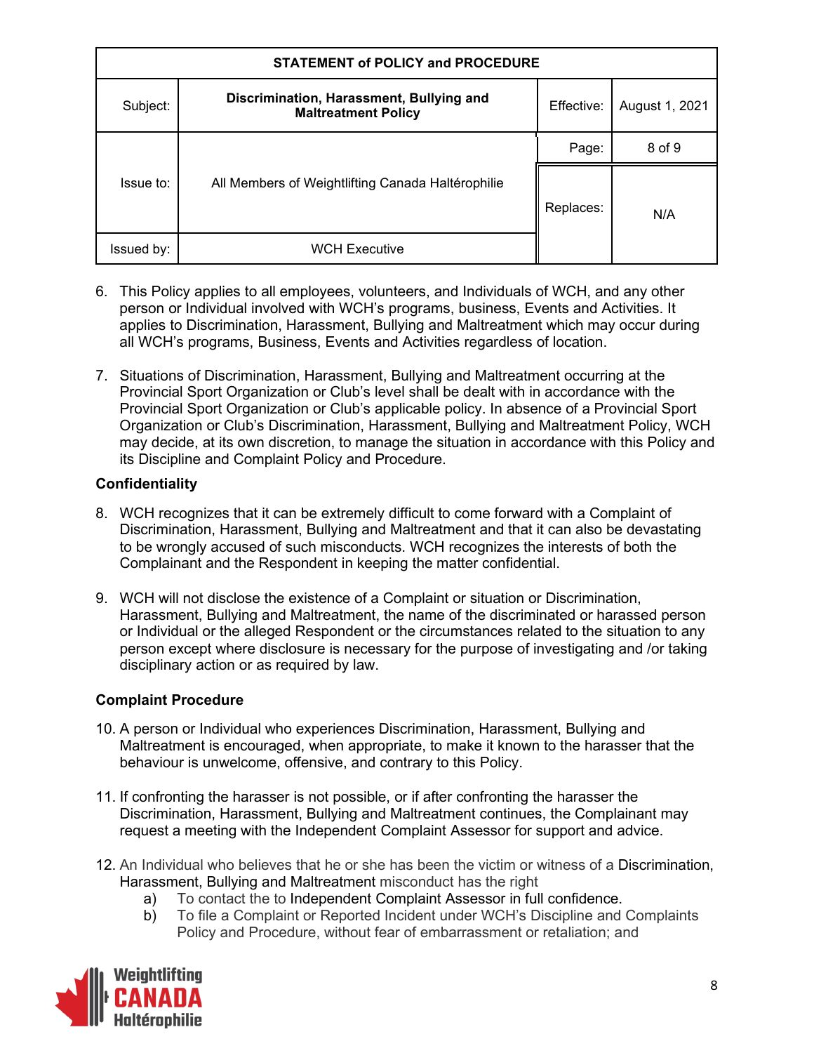6. This Policy applies to all employees, volunteers, and Individuals of WCH, and any other person or Individual involved with WCH's programs, business, Events and Activities. It applies to Discrimination, Harassment, Bullying and Maltreatment which may occur during all WCH's programs, Business, Events and Activities regardless of location.

7. Situations of Discrimination, Harassment, Bullying and Maltreatment occurring at the Provincial Sport Organization or Club's level shall be dealt with in accordance with the Provincial Sport Organization or Club's applicable policy. In absence of a Provincial Sport Organization or Club's Discrimination, Harassment, Bullying and Maltreatment Policy, WCH may decide, at its own discretion, to manage the situation in accordance with this Policy and its Discipline and Complaint Policy and Procedure.

**Confidentiality**

8. WCH recognizes that it can be extremely difficult to come forward with a Complaint of Discrimination, Harassment, Bullying and Maltreatment and that it can also be devastating to be wrongly accused of such misconducts. WCH recognizes the interests of both the Complainant and the Respondent in keeping the matter confidential.

9. WCH will not disclose the existence of a Complaint or situation or Discrimination, Harassment, Bullying and Maltreatment, the name of the discriminated or harassed person or Individual or the alleged Respondent or the circumstances related to the situation to any person except where disclosure is necessary for the purpose of investigating and /or taking disciplinary action or as required by law.

**Complaint Procedure**

10. A person or Individual who experiences Discrimination, Harassment, Bullying and Maltreatment is encouraged, when appropriate, to make it known to the harasser that the behaviour is unwelcome, offensive, and contrary to this Policy.

11. If confronting the harasser is not possible, or if after confronting the harasser the Discrimination, Harassment, Bullying and Maltreatment continues, the Complainant may request a meeting with the Independent Complaint Assessor for support and advice.

12. An Individual who believes that he or she has been the victim or witness of a Discrimination, Harassment, Bullying and Maltreatment misconduct has the right
    a) To contact the to Independent Complaint Assessor in full confidence.
    b) To file a Complaint or Reported Incident under WCH's Discipline and Complaints Policy and Procedure, without fear of embarrassment or retaliation; and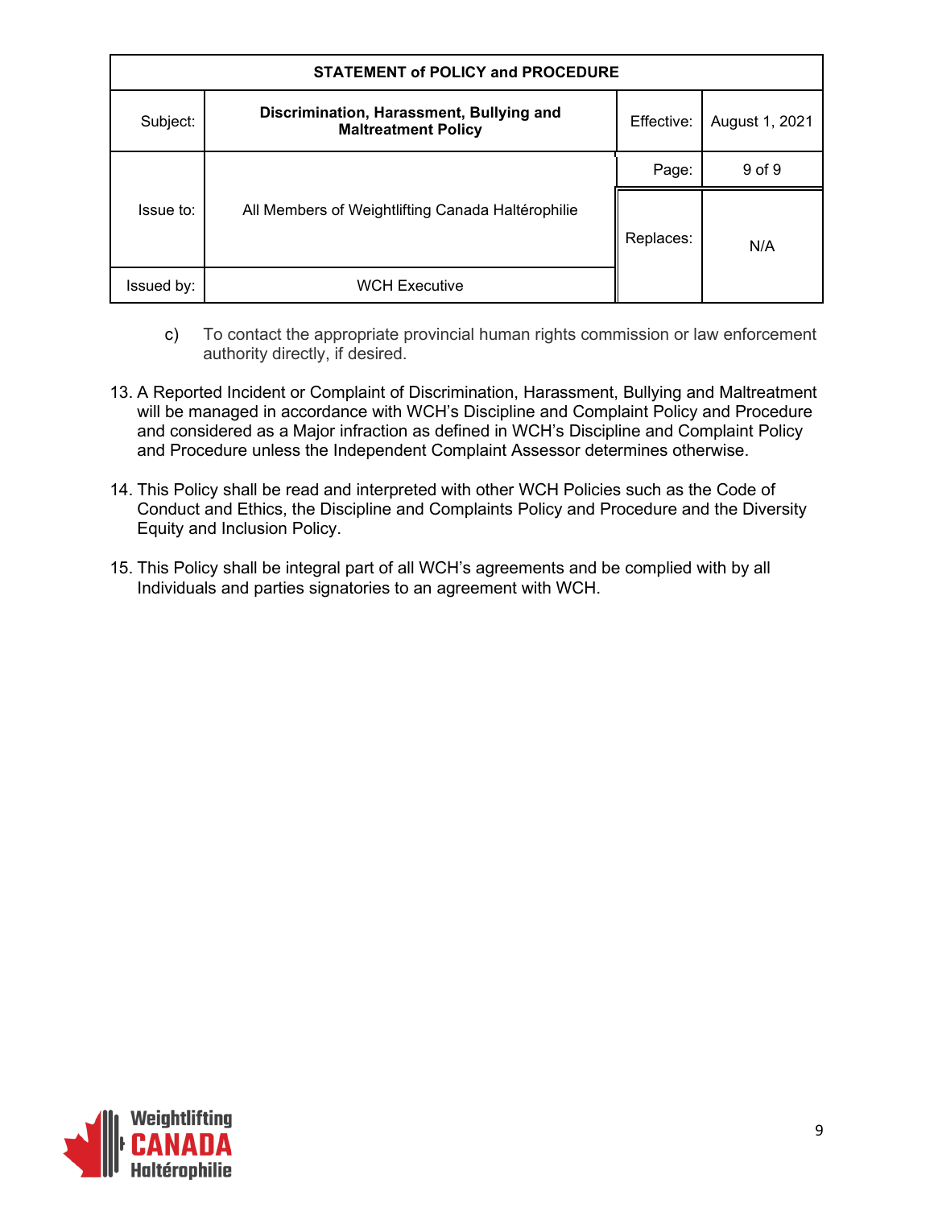c) To contact the appropriate provincial human rights commission or law enforcement authority directly, if desired.

13. A Reported Incident or Complaint of Discrimination, Harassment, Bullying and Maltreatment will be managed in accordance with WCH's Discipline and Complaint Policy and Procedure and considered as a Major infraction as defined in WCH's Discipline and Complaint Policy and Procedure unless the Independent Complaint Assessor determines otherwise.

14. This Policy shall be read and interpreted with other WCH Policies such as the Code of Conduct and Ethics, the Discipline and Complaints Policy and Procedure and the Diversity Equity and Inclusion Policy.

15. This Policy shall be integral part of all WCH's agreements and be complied with by all Individuals and parties signatories to an agreement with WCH.